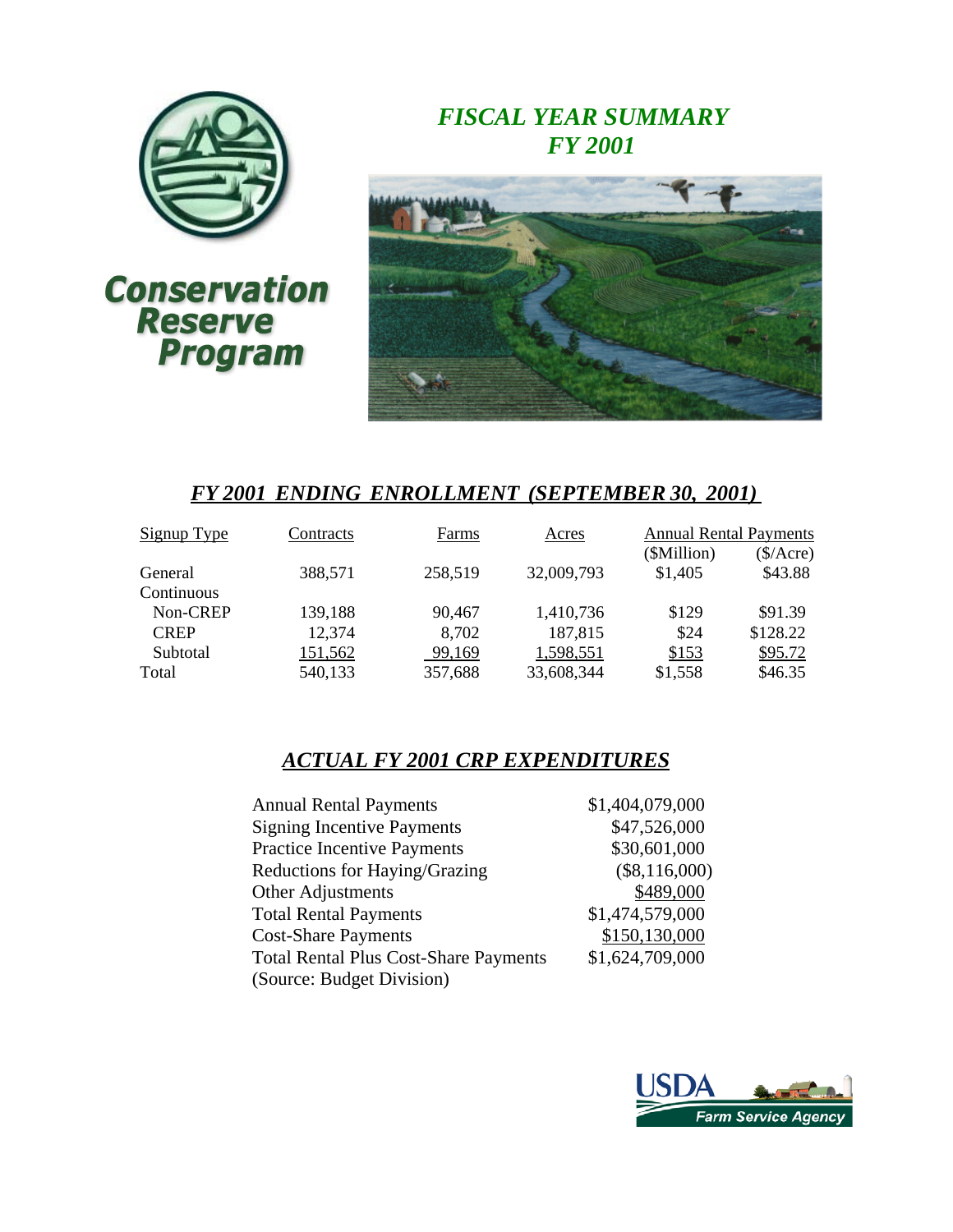# Conservation Reserve Program

## *FISCAL YEAR SUMMARY FY 2001*

### *FY 2001 ENDING ENROLLMENT (SEPTEMBER 30, 2001)*

| Signup Type | Contracts | Farms | Acres | Annual Rental Payments | |
|---|---|---|---|---|---|
| | | | | ($Million) | ($/Acre) |
| General | 388,571 | 258,519 | 32,009,793 | $1,405 | $43.88 |
| Continuous | | | | | |
| Non-CREP | 139,188 | 90,467 | 1,410,736 | $129 | $91.39 |
| CREP | 12,374 | 8,702 | 187,815 | $24 | $128.22 |
| Subtotal | 151,562 | 99,169 | 1,598,551 | $153 | $95.72 |
| Total | 540,133 | 357,688 | 33,608,344 | $1,558 | $46.35 |

### *ACTUAL FY 2001 CRP EXPENDITURES*

| | |
|---|---|
| Annual Rental Payments | $1,404,079,000 |
| Signing Incentive Payments | $47,526,000 |
| Practice Incentive Payments | $30,601,000 |
| Reductions for Haying/Grazing | ($8,116,000) |
| Other Adjustments | $489,000 |
| Total Rental Payments | $1,474,579,000 |
| Cost-Share Payments | $150,130,000 |
| Total Rental Plus Cost-Share Payments | $1,624,709,000 |

(Source: Budget Division)

USDA Farm Service Agency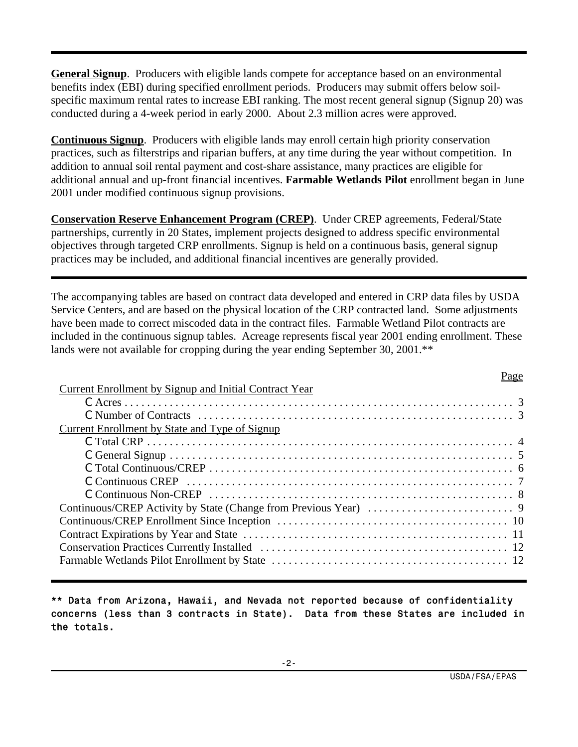**General Signup**. Producers with eligible lands compete for acceptance based on an environmental benefits index (EBI) during specified enrollment periods. Producers may submit offers below soil-specific maximum rental rates to increase EBI ranking. The most recent general signup (Signup 20) was conducted during a 4-week period in early 2000. About 2.3 million acres were approved.

**Continuous Signup**. Producers with eligible lands may enroll certain high priority conservation practices, such as filterstrips and riparian buffers, at any time during the year without competition. In addition to annual soil rental payment and cost-share assistance, many practices are eligible for additional annual and up-front financial incentives. **Farmable Wetlands Pilot** enrollment began in June 2001 under modified continuous signup provisions.

**Conservation Reserve Enhancement Program (CREP)**. Under CREP agreements, Federal/State partnerships, currently in 20 States, implement projects designed to address specific environmental objectives through targeted CRP enrollments. Signup is held on a continuous basis, general signup practices may be included, and additional financial incentives are generally provided.

---

The accompanying tables are based on contract data developed and entered in CRP data files by USDA Service Centers, and are based on the physical location of the CRP contracted land. Some adjustments have been made to correct miscoded data in the contract files. Farmable Wetland Pilot contracts are included in the continuous signup tables. Acreage represents fiscal year 2001 ending enrollment. These lands were not available for cropping during the year ending September 30, 2001.**

| | Page |
|---|---|
| Current Enrollment by Signup and Initial Contract Year | |
| - Acres | 3 |
| - Number of Contracts | 3 |
| Current Enrollment by State and Type of Signup | |
| - Total CRP | 4 |
| - General Signup | 5 |
| - Total Continuous/CREP | 6 |
| - Continuous CREP | 7 |
| - Continuous Non-CREP | 8 |
| Continuous/CREP Activity by State (Change from Previous Year) | 9 |
| Continuous/CREP Enrollment Since Inception | 10 |
| Contract Expirations by Year and State | 11 |
| Conservation Practices Currently Installed | 12 |
| Farmable Wetlands Pilot Enrollment by State | 12 |

---

** Data from Arizona, Hawaii, and Nevada not reported because of confidentiality concerns (less than 3 contracts in State). Data from these States are included in the totals.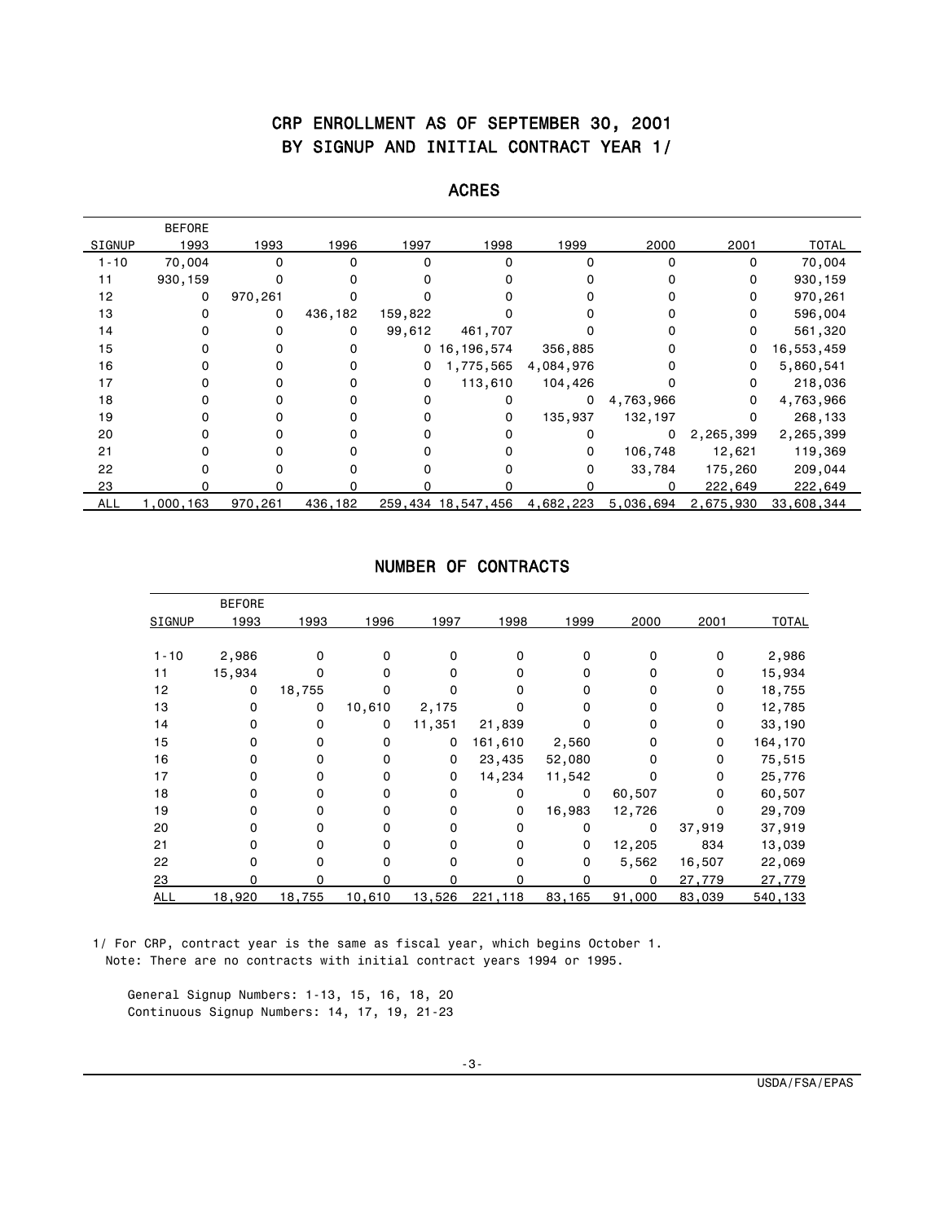# CRP ENROLLMENT AS OF SEPTEMBER 30, 2001
## BY SIGNUP AND INITIAL CONTRACT YEAR 1/

### ACRES

| SIGNUP | BEFORE 1993 | 1993 | 1996 | 1997 | 1998 | 1999 | 2000 | 2001 | TOTAL |
|---|---|---|---|---|---|---|---|---|---|
| 1-10 | 70,004 | 0 | 0 | 0 | 0 | 0 | 0 | 0 | 70,004 |
| 11 | 930,159 | 0 | 0 | 0 | 0 | 0 | 0 | 0 | 930,159 |
| 12 | 0 | 970,261 | 0 | 0 | 0 | 0 | 0 | 0 | 970,261 |
| 13 | 0 | 0 | 436,182 | 159,822 | 0 | 0 | 0 | 0 | 596,004 |
| 14 | 0 | 0 | 0 | 99,612 | 461,707 | 0 | 0 | 0 | 561,320 |
| 15 | 0 | 0 | 0 | 0 | 16,196,574 | 356,885 | 0 | 0 | 16,553,459 |
| 16 | 0 | 0 | 0 | 0 | 1,775,565 | 4,084,976 | 0 | 0 | 5,860,541 |
| 17 | 0 | 0 | 0 | 0 | 113,610 | 104,426 | 0 | 0 | 218,036 |
| 18 | 0 | 0 | 0 | 0 | 0 | 0 | 4,763,966 | 0 | 4,763,966 |
| 19 | 0 | 0 | 0 | 0 | 0 | 135,937 | 132,197 | 0 | 268,133 |
| 20 | 0 | 0 | 0 | 0 | 0 | 0 | 0 | 2,265,399 | 2,265,399 |
| 21 | 0 | 0 | 0 | 0 | 0 | 0 | 106,748 | 12,621 | 119,369 |
| 22 | 0 | 0 | 0 | 0 | 0 | 0 | 33,784 | 175,260 | 209,044 |
| 23 | 0 | 0 | 0 | 0 | 0 | 0 | 0 | 222,649 | 222,649 |
| ALL | 1,000,163 | 970,261 | 436,182 | 259,434 | 18,547,456 | 4,682,223 | 5,036,694 | 2,675,930 | 33,608,344 |

### NUMBER OF CONTRACTS

| SIGNUP | BEFORE 1993 | 1993 | 1996 | 1997 | 1998 | 1999 | 2000 | 2001 | TOTAL |
|---|---|---|---|---|---|---|---|---|---|
| 1-10 | 2,986 | 0 | 0 | 0 | 0 | 0 | 0 | 0 | 2,986 |
| 11 | 15,934 | 0 | 0 | 0 | 0 | 0 | 0 | 0 | 15,934 |
| 12 | 0 | 18,755 | 0 | 0 | 0 | 0 | 0 | 0 | 18,755 |
| 13 | 0 | 0 | 10,610 | 2,175 | 0 | 0 | 0 | 0 | 12,785 |
| 14 | 0 | 0 | 0 | 11,351 | 21,839 | 0 | 0 | 0 | 33,190 |
| 15 | 0 | 0 | 0 | 0 | 161,610 | 2,560 | 0 | 0 | 164,170 |
| 16 | 0 | 0 | 0 | 0 | 23,435 | 52,080 | 0 | 0 | 75,515 |
| 17 | 0 | 0 | 0 | 0 | 14,234 | 11,542 | 0 | 0 | 25,776 |
| 18 | 0 | 0 | 0 | 0 | 0 | 0 | 60,507 | 0 | 60,507 |
| 19 | 0 | 0 | 0 | 0 | 0 | 16,983 | 12,726 | 0 | 29,709 |
| 20 | 0 | 0 | 0 | 0 | 0 | 0 | 0 | 37,919 | 37,919 |
| 21 | 0 | 0 | 0 | 0 | 0 | 0 | 12,205 | 834 | 13,039 |
| 22 | 0 | 0 | 0 | 0 | 0 | 0 | 5,562 | 16,507 | 22,069 |
| 23 | 0 | 0 | 0 | 0 | 0 | 0 | 0 | 27,779 | 27,779 |
| ALL | 18,920 | 18,755 | 10,610 | 13,526 | 221,118 | 83,165 | 91,000 | 83,039 | 540,133 |

1/ For CRP, contract year is the same as fiscal year, which begins October 1.
Note: There are no contracts with initial contract years 1994 or 1995.

General Signup Numbers: 1-13, 15, 16, 18, 20
Continuous Signup Numbers: 14, 17, 19, 21-23

USDA/FSA/EPAS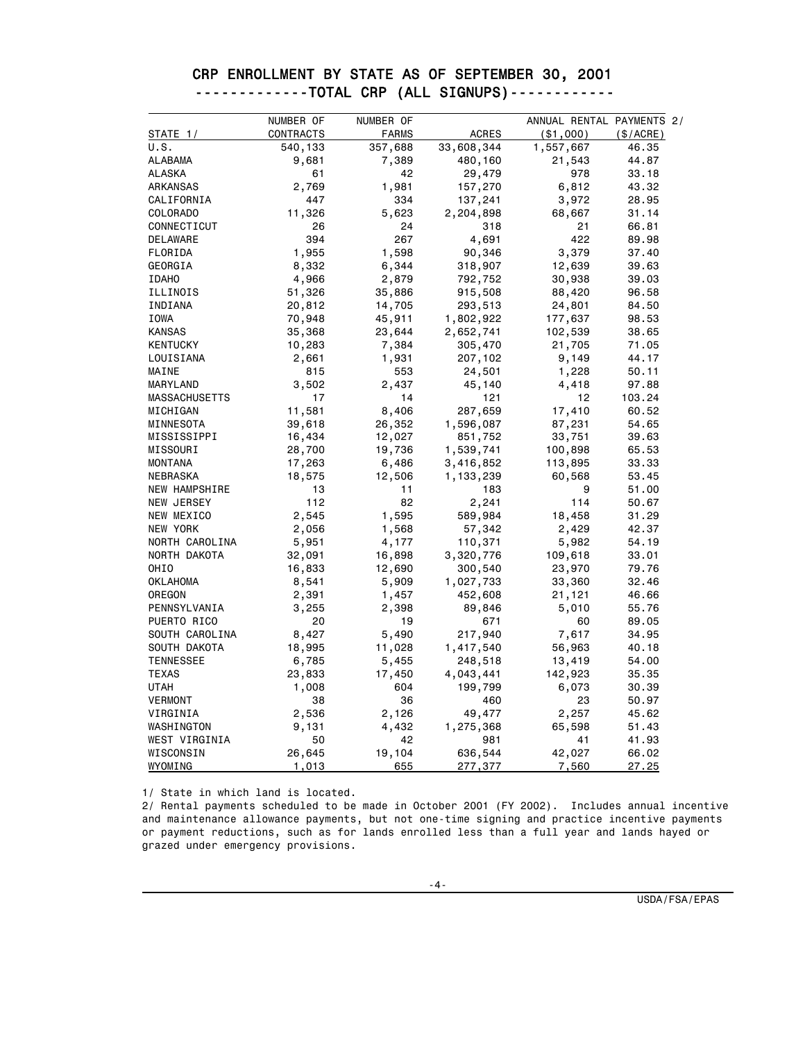# CRP ENROLLMENT BY STATE AS OF SEPTEMBER 30, 2001

## -------------TOTAL CRP (ALL SIGNUPS)------------

| STATE 1/ | NUMBER OF CONTRACTS | NUMBER OF FARMS | ACRES | ANNUAL RENTAL PAYMENTS 2/ ($1,000) | ($/ACRE) |
|---|---|---|---|---|---|
| U.S. | 540,133 | 357,688 | 33,608,344 | 1,557,667 | 46.35 |
| ALABAMA | 9,681 | 7,389 | 480,160 | 21,543 | 44.87 |
| ALASKA | 61 | 42 | 29,479 | 978 | 33.18 |
| ARKANSAS | 2,769 | 1,981 | 157,270 | 6,812 | 43.32 |
| CALIFORNIA | 447 | 334 | 137,241 | 3,972 | 28.95 |
| COLORADO | 11,326 | 5,623 | 2,204,898 | 68,667 | 31.14 |
| CONNECTICUT | 26 | 24 | 318 | 21 | 66.81 |
| DELAWARE | 394 | 267 | 4,691 | 422 | 89.98 |
| FLORIDA | 1,955 | 1,598 | 90,346 | 3,379 | 37.40 |
| GEORGIA | 8,332 | 6,344 | 318,907 | 12,639 | 39.63 |
| IDAHO | 4,966 | 2,879 | 792,752 | 30,938 | 39.03 |
| ILLINOIS | 51,326 | 35,886 | 915,508 | 88,420 | 96.58 |
| INDIANA | 20,812 | 14,705 | 293,513 | 24,801 | 84.50 |
| IOWA | 70,948 | 45,911 | 1,802,922 | 177,637 | 98.53 |
| KANSAS | 35,368 | 23,644 | 2,652,741 | 102,539 | 38.65 |
| KENTUCKY | 10,283 | 7,384 | 305,470 | 21,705 | 71.05 |
| LOUISIANA | 2,661 | 1,931 | 207,102 | 9,149 | 44.17 |
| MAINE | 815 | 553 | 24,501 | 1,228 | 50.11 |
| MARYLAND | 3,502 | 2,437 | 45,140 | 4,418 | 97.88 |
| MASSACHUSETTS | 17 | 14 | 121 | 12 | 103.24 |
| MICHIGAN | 11,581 | 8,406 | 287,659 | 17,410 | 60.52 |
| MINNESOTA | 39,618 | 26,352 | 1,596,087 | 87,231 | 54.65 |
| MISSISSIPPI | 16,434 | 12,027 | 851,752 | 33,751 | 39.63 |
| MISSOURI | 28,700 | 19,736 | 1,539,741 | 100,898 | 65.53 |
| MONTANA | 17,263 | 6,486 | 3,416,852 | 113,895 | 33.33 |
| NEBRASKA | 18,575 | 12,506 | 1,133,239 | 60,568 | 53.45 |
| NEW HAMPSHIRE | 13 | 11 | 183 | 9 | 51.00 |
| NEW JERSEY | 112 | 82 | 2,241 | 114 | 50.67 |
| NEW MEXICO | 2,545 | 1,595 | 589,984 | 18,458 | 31.29 |
| NEW YORK | 2,056 | 1,568 | 57,342 | 2,429 | 42.37 |
| NORTH CAROLINA | 5,951 | 4,177 | 110,371 | 5,982 | 54.19 |
| NORTH DAKOTA | 32,091 | 16,898 | 3,320,776 | 109,618 | 33.01 |
| OHIO | 16,833 | 12,690 | 300,540 | 23,970 | 79.76 |
| OKLAHOMA | 8,541 | 5,909 | 1,027,733 | 33,360 | 32.46 |
| OREGON | 2,391 | 1,457 | 452,608 | 21,121 | 46.66 |
| PENNSYLVANIA | 3,255 | 2,398 | 89,846 | 5,010 | 55.76 |
| PUERTO RICO | 20 | 19 | 671 | 60 | 89.05 |
| SOUTH CAROLINA | 8,427 | 5,490 | 217,940 | 7,617 | 34.95 |
| SOUTH DAKOTA | 18,995 | 11,028 | 1,417,540 | 56,963 | 40.18 |
| TENNESSEE | 6,785 | 5,455 | 248,518 | 13,419 | 54.00 |
| TEXAS | 23,833 | 17,450 | 4,043,441 | 142,923 | 35.35 |
| UTAH | 1,008 | 604 | 199,799 | 6,073 | 30.39 |
| VERMONT | 38 | 36 | 460 | 23 | 50.97 |
| VIRGINIA | 2,536 | 2,126 | 49,477 | 2,257 | 45.62 |
| WASHINGTON | 9,131 | 4,432 | 1,275,368 | 65,598 | 51.43 |
| WEST VIRGINIA | 50 | 42 | 981 | 41 | 41.93 |
| WISCONSIN | 26,645 | 19,104 | 636,544 | 42,027 | 66.02 |
| WYOMING | 1,013 | 655 | 277,377 | 7,560 | 27.25 |

1/ State in which land is located.

2/ Rental payments scheduled to be made in October 2001 (FY 2002). Includes annual incentive and maintenance allowance payments, but not one-time signing and practice incentive payments or payment reductions, such as for lands enrolled less than a full year and lands hayed or grazed under emergency provisions.

USDA/FSA/EPAS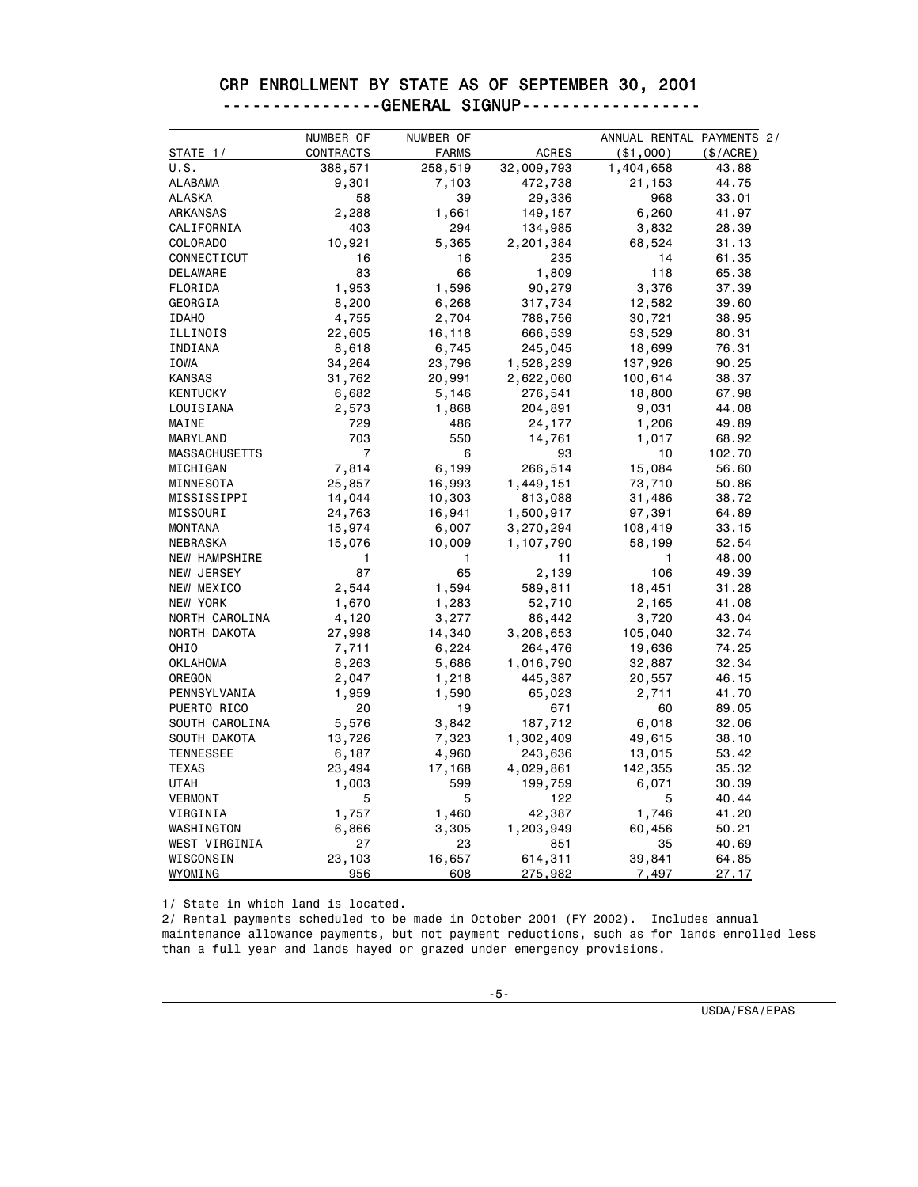# CRP ENROLLMENT BY STATE AS OF SEPTEMBER 30, 2001

## ----------------GENERAL SIGNUP-----------------

| STATE 1/ | NUMBER OF CONTRACTS | NUMBER OF FARMS | ACRES | ANNUAL RENTAL PAYMENTS 2/ ($1,000) | ANNUAL RENTAL PAYMENTS 2/ ($/ACRE) |
|---|---|---|---|---|---|
| U.S. | 388,571 | 258,519 | 32,009,793 | 1,404,658 | 43.88 |
| ALABAMA | 9,301 | 7,103 | 472,738 | 21,153 | 44.75 |
| ALASKA | 58 | 39 | 29,336 | 968 | 33.01 |
| ARKANSAS | 2,288 | 1,661 | 149,157 | 6,260 | 41.97 |
| CALIFORNIA | 403 | 294 | 134,985 | 3,832 | 28.39 |
| COLORADO | 10,921 | 5,365 | 2,201,384 | 68,524 | 31.13 |
| CONNECTICUT | 16 | 16 | 235 | 14 | 61.35 |
| DELAWARE | 83 | 66 | 1,809 | 118 | 65.38 |
| FLORIDA | 1,953 | 1,596 | 90,279 | 3,376 | 37.39 |
| GEORGIA | 8,200 | 6,268 | 317,734 | 12,582 | 39.60 |
| IDAHO | 4,755 | 2,704 | 788,756 | 30,721 | 38.95 |
| ILLINOIS | 22,605 | 16,118 | 666,539 | 53,529 | 80.31 |
| INDIANA | 8,618 | 6,745 | 245,045 | 18,699 | 76.31 |
| IOWA | 34,264 | 23,796 | 1,528,239 | 137,926 | 90.25 |
| KANSAS | 31,762 | 20,991 | 2,622,060 | 100,614 | 38.37 |
| KENTUCKY | 6,682 | 5,146 | 276,541 | 18,800 | 67.98 |
| LOUISIANA | 2,573 | 1,868 | 204,891 | 9,031 | 44.08 |
| MAINE | 729 | 486 | 24,177 | 1,206 | 49.89 |
| MARYLAND | 703 | 550 | 14,761 | 1,017 | 68.92 |
| MASSACHUSETTS | 7 | 6 | 93 | 10 | 102.70 |
| MICHIGAN | 7,814 | 6,199 | 266,514 | 15,084 | 56.60 |
| MINNESOTA | 25,857 | 16,993 | 1,449,151 | 73,710 | 50.86 |
| MISSISSIPPI | 14,044 | 10,303 | 813,088 | 31,486 | 38.72 |
| MISSOURI | 24,763 | 16,941 | 1,500,917 | 97,391 | 64.89 |
| MONTANA | 15,974 | 6,007 | 3,270,294 | 108,419 | 33.15 |
| NEBRASKA | 15,076 | 10,009 | 1,107,790 | 58,199 | 52.54 |
| NEW HAMPSHIRE | 1 | 1 | 11 | 1 | 48.00 |
| NEW JERSEY | 87 | 65 | 2,139 | 106 | 49.39 |
| NEW MEXICO | 2,544 | 1,594 | 589,811 | 18,451 | 31.28 |
| NEW YORK | 1,670 | 1,283 | 52,710 | 2,165 | 41.08 |
| NORTH CAROLINA | 4,120 | 3,277 | 86,442 | 3,720 | 43.04 |
| NORTH DAKOTA | 27,998 | 14,340 | 3,208,653 | 105,040 | 32.74 |
| OHIO | 7,711 | 6,224 | 264,476 | 19,636 | 74.25 |
| OKLAHOMA | 8,263 | 5,686 | 1,016,790 | 32,887 | 32.34 |
| OREGON | 2,047 | 1,218 | 445,387 | 20,557 | 46.15 |
| PENNSYLVANIA | 1,959 | 1,590 | 65,023 | 2,711 | 41.70 |
| PUERTO RICO | 20 | 19 | 671 | 60 | 89.05 |
| SOUTH CAROLINA | 5,576 | 3,842 | 187,712 | 6,018 | 32.06 |
| SOUTH DAKOTA | 13,726 | 7,323 | 1,302,409 | 49,615 | 38.10 |
| TENNESSEE | 6,187 | 4,960 | 243,636 | 13,015 | 53.42 |
| TEXAS | 23,494 | 17,168 | 4,029,861 | 142,355 | 35.32 |
| UTAH | 1,003 | 599 | 199,759 | 6,071 | 30.39 |
| VERMONT | 5 | 5 | 122 | 5 | 40.44 |
| VIRGINIA | 1,757 | 1,460 | 42,387 | 1,746 | 41.20 |
| WASHINGTON | 6,866 | 3,305 | 1,203,949 | 60,456 | 50.21 |
| WEST VIRGINIA | 27 | 23 | 851 | 35 | 40.69 |
| WISCONSIN | 23,103 | 16,657 | 614,311 | 39,841 | 64.85 |
| WYOMING | 956 | 608 | 275,982 | 7,497 | 27.17 |

1/ State in which land is located.

2/ Rental payments scheduled to be made in October 2001 (FY 2002). Includes annual maintenance allowance payments, but not payment reductions, such as for lands enrolled less than a full year and lands hayed or grazed under emergency provisions.

USDA/FSA/EPAS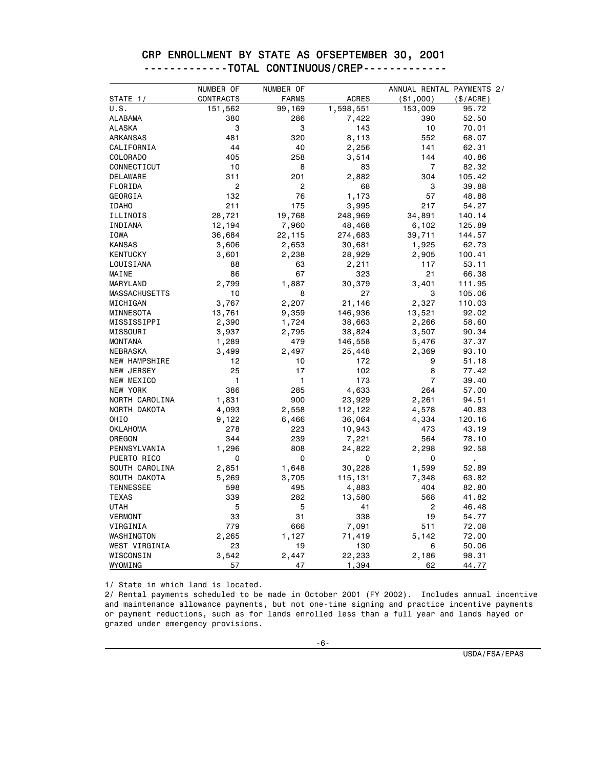# CRP ENROLLMENT BY STATE AS OFSEPTEMBER 30, 2001

## -------------TOTAL CONTINUOUS/CREP-------------

| STATE 1/ | NUMBER OF CONTRACTS | NUMBER OF FARMS | ACRES | ANNUAL RENTAL PAYMENTS 2/ ($1,000) | ($/ACRE) |
|---|---|---|---|---|---|
| U.S. | 151,562 | 99,169 | 1,598,551 | 153,009 | 95.72 |
| ALABAMA | 380 | 286 | 7,422 | 390 | 52.50 |
| ALASKA | 3 | 3 | 143 | 10 | 70.01 |
| ARKANSAS | 481 | 320 | 8,113 | 552 | 68.07 |
| CALIFORNIA | 44 | 40 | 2,256 | 141 | 62.31 |
| COLORADO | 405 | 258 | 3,514 | 144 | 40.86 |
| CONNECTICUT | 10 | 8 | 83 | 7 | 82.32 |
| DELAWARE | 311 | 201 | 2,882 | 304 | 105.42 |
| FLORIDA | 2 | 2 | 68 | 3 | 39.88 |
| GEORGIA | 132 | 76 | 1,173 | 57 | 48.88 |
| IDAHO | 211 | 175 | 3,995 | 217 | 54.27 |
| ILLINOIS | 28,721 | 19,768 | 248,969 | 34,891 | 140.14 |
| INDIANA | 12,194 | 7,960 | 48,468 | 6,102 | 125.89 |
| IOWA | 36,684 | 22,115 | 274,683 | 39,711 | 144.57 |
| KANSAS | 3,606 | 2,653 | 30,681 | 1,925 | 62.73 |
| KENTUCKY | 3,601 | 2,238 | 28,929 | 2,905 | 100.41 |
| LOUISIANA | 88 | 63 | 2,211 | 117 | 53.11 |
| MAINE | 86 | 67 | 323 | 21 | 66.38 |
| MARYLAND | 2,799 | 1,887 | 30,379 | 3,401 | 111.95 |
| MASSACHUSETTS | 10 | 8 | 27 | 3 | 105.06 |
| MICHIGAN | 3,767 | 2,207 | 21,146 | 2,327 | 110.03 |
| MINNESOTA | 13,761 | 9,359 | 146,936 | 13,521 | 92.02 |
| MISSISSIPPI | 2,390 | 1,724 | 38,663 | 2,266 | 58.60 |
| MISSOURI | 3,937 | 2,795 | 38,824 | 3,507 | 90.34 |
| MONTANA | 1,289 | 479 | 146,558 | 5,476 | 37.37 |
| NEBRASKA | 3,499 | 2,497 | 25,448 | 2,369 | 93.10 |
| NEW HAMPSHIRE | 12 | 10 | 172 | 9 | 51.18 |
| NEW JERSEY | 25 | 17 | 102 | 8 | 77.42 |
| NEW MEXICO | 1 | 1 | 173 | 7 | 39.40 |
| NEW YORK | 386 | 285 | 4,633 | 264 | 57.00 |
| NORTH CAROLINA | 1,831 | 900 | 23,929 | 2,261 | 94.51 |
| NORTH DAKOTA | 4,093 | 2,558 | 112,122 | 4,578 | 40.83 |
| OHIO | 9,122 | 6,466 | 36,064 | 4,334 | 120.16 |
| OKLAHOMA | 278 | 223 | 10,943 | 473 | 43.19 |
| OREGON | 344 | 239 | 7,221 | 564 | 78.10 |
| PENNSYLVANIA | 1,296 | 808 | 24,822 | 2,298 | 92.58 |
| PUERTO RICO | 0 | 0 | 0 | 0 | . |
| SOUTH CAROLINA | 2,851 | 1,648 | 30,228 | 1,599 | 52.89 |
| SOUTH DAKOTA | 5,269 | 3,705 | 115,131 | 7,348 | 63.82 |
| TENNESSEE | 598 | 495 | 4,883 | 404 | 82.80 |
| TEXAS | 339 | 282 | 13,580 | 568 | 41.82 |
| UTAH | 5 | 5 | 41 | 2 | 46.48 |
| VERMONT | 33 | 31 | 338 | 19 | 54.77 |
| VIRGINIA | 779 | 666 | 7,091 | 511 | 72.08 |
| WASHINGTON | 2,265 | 1,127 | 71,419 | 5,142 | 72.00 |
| WEST VIRGINIA | 23 | 19 | 130 | 6 | 50.06 |
| WISCONSIN | 3,542 | 2,447 | 22,233 | 2,186 | 98.31 |
| WYOMING | 57 | 47 | 1,394 | 62 | 44.77 |

1/ State in which land is located.

2/ Rental payments scheduled to be made in October 2001 (FY 2002). Includes annual incentive and maintenance allowance payments, but not one-time signing and practice incentive payments or payment reductions, such as for lands enrolled less than a full year and lands hayed or grazed under emergency provisions.

USDA/FSA/EPAS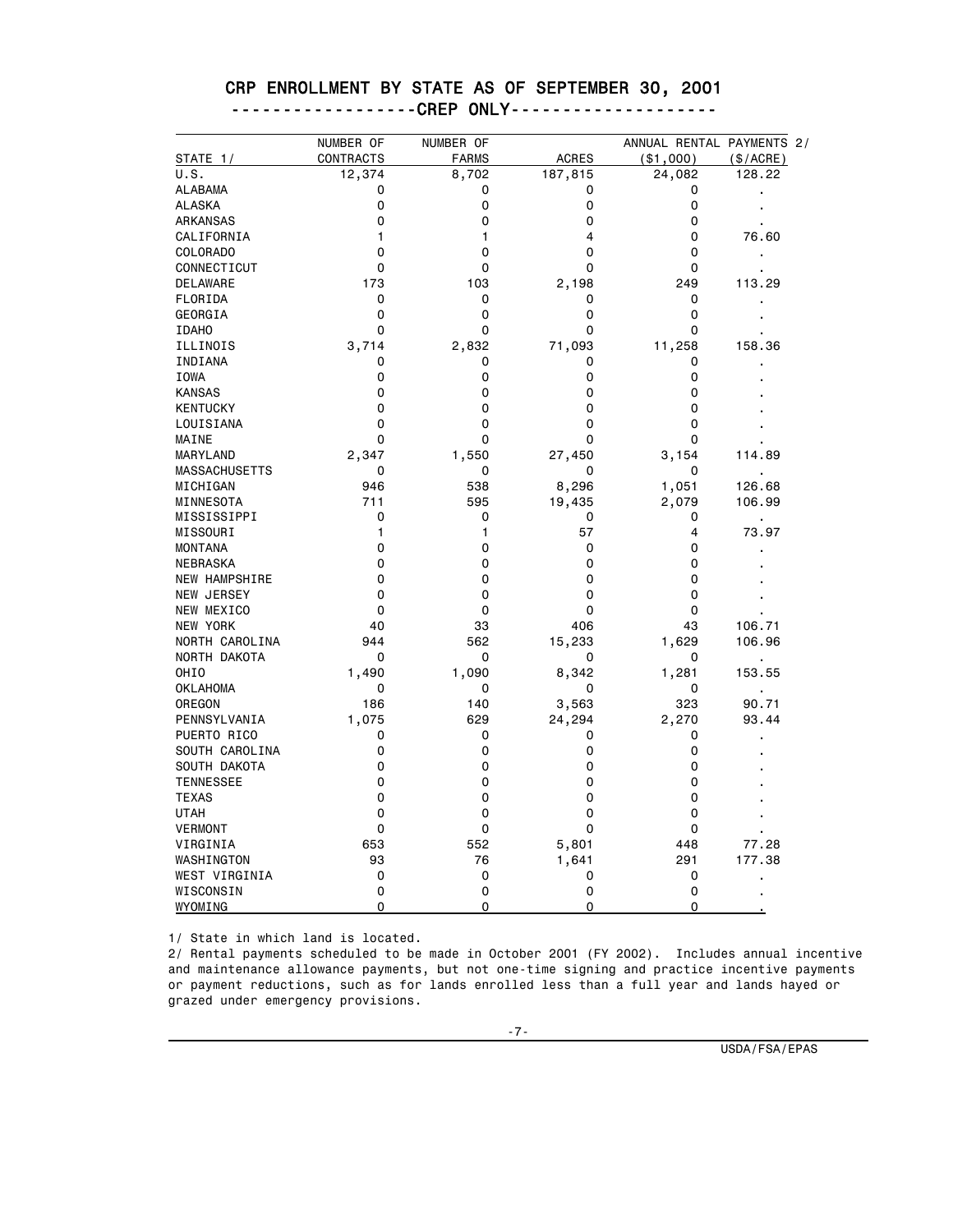# CRP ENROLLMENT BY STATE AS OF SEPTEMBER 30, 2001

## ------------------CREP ONLY-------------------

| STATE 1/ | NUMBER OF CONTRACTS | NUMBER OF FARMS | ACRES | ANNUAL RENTAL PAYMENTS 2/ ($1,000) | ($/ACRE) |
|---|---|---|---|---|---|
| U.S. | 12,374 | 8,702 | 187,815 | 24,082 | 128.22 |
| ALABAMA | 0 | 0 | 0 | 0 | . |
| ALASKA | 0 | 0 | 0 | 0 | . |
| ARKANSAS | 0 | 0 | 0 | 0 | . |
| CALIFORNIA | 1 | 1 | 4 | 0 | 76.60 |
| COLORADO | 0 | 0 | 0 | 0 | . |
| CONNECTICUT | 0 | 0 | 0 | 0 | . |
| DELAWARE | 173 | 103 | 2,198 | 249 | 113.29 |
| FLORIDA | 0 | 0 | 0 | 0 | . |
| GEORGIA | 0 | 0 | 0 | 0 | . |
| IDAHO | 0 | 0 | 0 | 0 | . |
| ILLINOIS | 3,714 | 2,832 | 71,093 | 11,258 | 158.36 |
| INDIANA | 0 | 0 | 0 | 0 | . |
| IOWA | 0 | 0 | 0 | 0 | . |
| KANSAS | 0 | 0 | 0 | 0 | . |
| KENTUCKY | 0 | 0 | 0 | 0 | . |
| LOUISIANA | 0 | 0 | 0 | 0 | . |
| MAINE | 0 | 0 | 0 | 0 | . |
| MARYLAND | 2,347 | 1,550 | 27,450 | 3,154 | 114.89 |
| MASSACHUSETTS | 0 | 0 | 0 | 0 | . |
| MICHIGAN | 946 | 538 | 8,296 | 1,051 | 126.68 |
| MINNESOTA | 711 | 595 | 19,435 | 2,079 | 106.99 |
| MISSISSIPPI | 0 | 0 | 0 | 0 | . |
| MISSOURI | 1 | 1 | 57 | 4 | 73.97 |
| MONTANA | 0 | 0 | 0 | 0 | . |
| NEBRASKA | 0 | 0 | 0 | 0 | . |
| NEW HAMPSHIRE | 0 | 0 | 0 | 0 | . |
| NEW JERSEY | 0 | 0 | 0 | 0 | . |
| NEW MEXICO | 0 | 0 | 0 | 0 | . |
| NEW YORK | 40 | 33 | 406 | 43 | 106.71 |
| NORTH CAROLINA | 944 | 562 | 15,233 | 1,629 | 106.96 |
| NORTH DAKOTA | 0 | 0 | 0 | 0 | . |
| OHIO | 1,490 | 1,090 | 8,342 | 1,281 | 153.55 |
| OKLAHOMA | 0 | 0 | 0 | 0 | . |
| OREGON | 186 | 140 | 3,563 | 323 | 90.71 |
| PENNSYLVANIA | 1,075 | 629 | 24,294 | 2,270 | 93.44 |
| PUERTO RICO | 0 | 0 | 0 | 0 | . |
| SOUTH CAROLINA | 0 | 0 | 0 | 0 | . |
| SOUTH DAKOTA | 0 | 0 | 0 | 0 | . |
| TENNESSEE | 0 | 0 | 0 | 0 | . |
| TEXAS | 0 | 0 | 0 | 0 | . |
| UTAH | 0 | 0 | 0 | 0 | . |
| VERMONT | 0 | 0 | 0 | 0 | . |
| VIRGINIA | 653 | 552 | 5,801 | 448 | 77.28 |
| WASHINGTON | 93 | 76 | 1,641 | 291 | 177.38 |
| WEST VIRGINIA | 0 | 0 | 0 | 0 | . |
| WISCONSIN | 0 | 0 | 0 | 0 | . |
| WYOMING | 0 | 0 | 0 | 0 | . |

1/ State in which land is located.

2/ Rental payments scheduled to be made in October 2001 (FY 2002). Includes annual incentive and maintenance allowance payments, but not one-time signing and practice incentive payments or payment reductions, such as for lands enrolled less than a full year and lands hayed or grazed under emergency provisions.

USDA/FSA/EPAS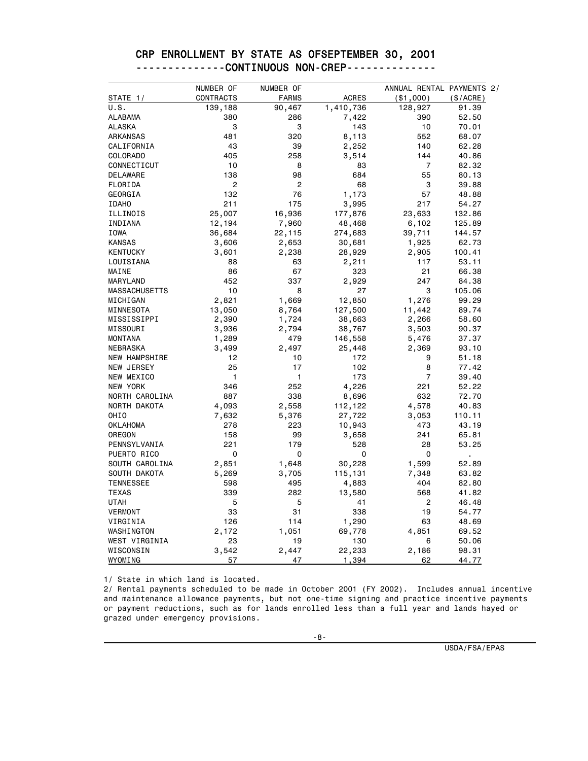# CRP ENROLLMENT BY STATE AS OFSEPTEMBER 30, 2001

## --------------CONTINUOUS NON-CREP--------------

| STATE 1/ | NUMBER OF CONTRACTS | NUMBER OF FARMS | ACRES | ANNUAL RENTAL PAYMENTS 2/ ($1,000) | ($/ACRE) |
|---|---|---|---|---|---|
| U.S. | 139,188 | 90,467 | 1,410,736 | 128,927 | 91.39 |
| ALABAMA | 380 | 286 | 7,422 | 390 | 52.50 |
| ALASKA | 3 | 3 | 143 | 10 | 70.01 |
| ARKANSAS | 481 | 320 | 8,113 | 552 | 68.07 |
| CALIFORNIA | 43 | 39 | 2,252 | 140 | 62.28 |
| COLORADO | 405 | 258 | 3,514 | 144 | 40.86 |
| CONNECTICUT | 10 | 8 | 83 | 7 | 82.32 |
| DELAWARE | 138 | 98 | 684 | 55 | 80.13 |
| FLORIDA | 2 | 2 | 68 | 3 | 39.88 |
| GEORGIA | 132 | 76 | 1,173 | 57 | 48.88 |
| IDAHO | 211 | 175 | 3,995 | 217 | 54.27 |
| ILLINOIS | 25,007 | 16,936 | 177,876 | 23,633 | 132.86 |
| INDIANA | 12,194 | 7,960 | 48,468 | 6,102 | 125.89 |
| IOWA | 36,684 | 22,115 | 274,683 | 39,711 | 144.57 |
| KANSAS | 3,606 | 2,653 | 30,681 | 1,925 | 62.73 |
| KENTUCKY | 3,601 | 2,238 | 28,929 | 2,905 | 100.41 |
| LOUISIANA | 88 | 63 | 2,211 | 117 | 53.11 |
| MAINE | 86 | 67 | 323 | 21 | 66.38 |
| MARYLAND | 452 | 337 | 2,929 | 247 | 84.38 |
| MASSACHUSETTS | 10 | 8 | 27 | 3 | 105.06 |
| MICHIGAN | 2,821 | 1,669 | 12,850 | 1,276 | 99.29 |
| MINNESOTA | 13,050 | 8,764 | 127,500 | 11,442 | 89.74 |
| MISSISSIPPI | 2,390 | 1,724 | 38,663 | 2,266 | 58.60 |
| MISSOURI | 3,936 | 2,794 | 38,767 | 3,503 | 90.37 |
| MONTANA | 1,289 | 479 | 146,558 | 5,476 | 37.37 |
| NEBRASKA | 3,499 | 2,497 | 25,448 | 2,369 | 93.10 |
| NEW HAMPSHIRE | 12 | 10 | 172 | 9 | 51.18 |
| NEW JERSEY | 25 | 17 | 102 | 8 | 77.42 |
| NEW MEXICO | 1 | 1 | 173 | 7 | 39.40 |
| NEW YORK | 346 | 252 | 4,226 | 221 | 52.22 |
| NORTH CAROLINA | 887 | 338 | 8,696 | 632 | 72.70 |
| NORTH DAKOTA | 4,093 | 2,558 | 112,122 | 4,578 | 40.83 |
| OHIO | 7,632 | 5,376 | 27,722 | 3,053 | 110.11 |
| OKLAHOMA | 278 | 223 | 10,943 | 473 | 43.19 |
| OREGON | 158 | 99 | 3,658 | 241 | 65.81 |
| PENNSYLVANIA | 221 | 179 | 528 | 28 | 53.25 |
| PUERTO RICO | 0 | 0 | 0 | 0 | . |
| SOUTH CAROLINA | 2,851 | 1,648 | 30,228 | 1,599 | 52.89 |
| SOUTH DAKOTA | 5,269 | 3,705 | 115,131 | 7,348 | 63.82 |
| TENNESSEE | 598 | 495 | 4,883 | 404 | 82.80 |
| TEXAS | 339 | 282 | 13,580 | 568 | 41.82 |
| UTAH | 5 | 5 | 41 | 2 | 46.48 |
| VERMONT | 33 | 31 | 338 | 19 | 54.77 |
| VIRGINIA | 126 | 114 | 1,290 | 63 | 48.69 |
| WASHINGTON | 2,172 | 1,051 | 69,778 | 4,851 | 69.52 |
| WEST VIRGINIA | 23 | 19 | 130 | 6 | 50.06 |
| WISCONSIN | 3,542 | 2,447 | 22,233 | 2,186 | 98.31 |
| WYOMING | 57 | 47 | 1,394 | 62 | 44.77 |

1/ State in which land is located.

2/ Rental payments scheduled to be made in October 2001 (FY 2002). Includes annual incentive and maintenance allowance payments, but not one-time signing and practice incentive payments or payment reductions, such as for lands enrolled less than a full year and lands hayed or grazed under emergency provisions.

USDA/FSA/EPAS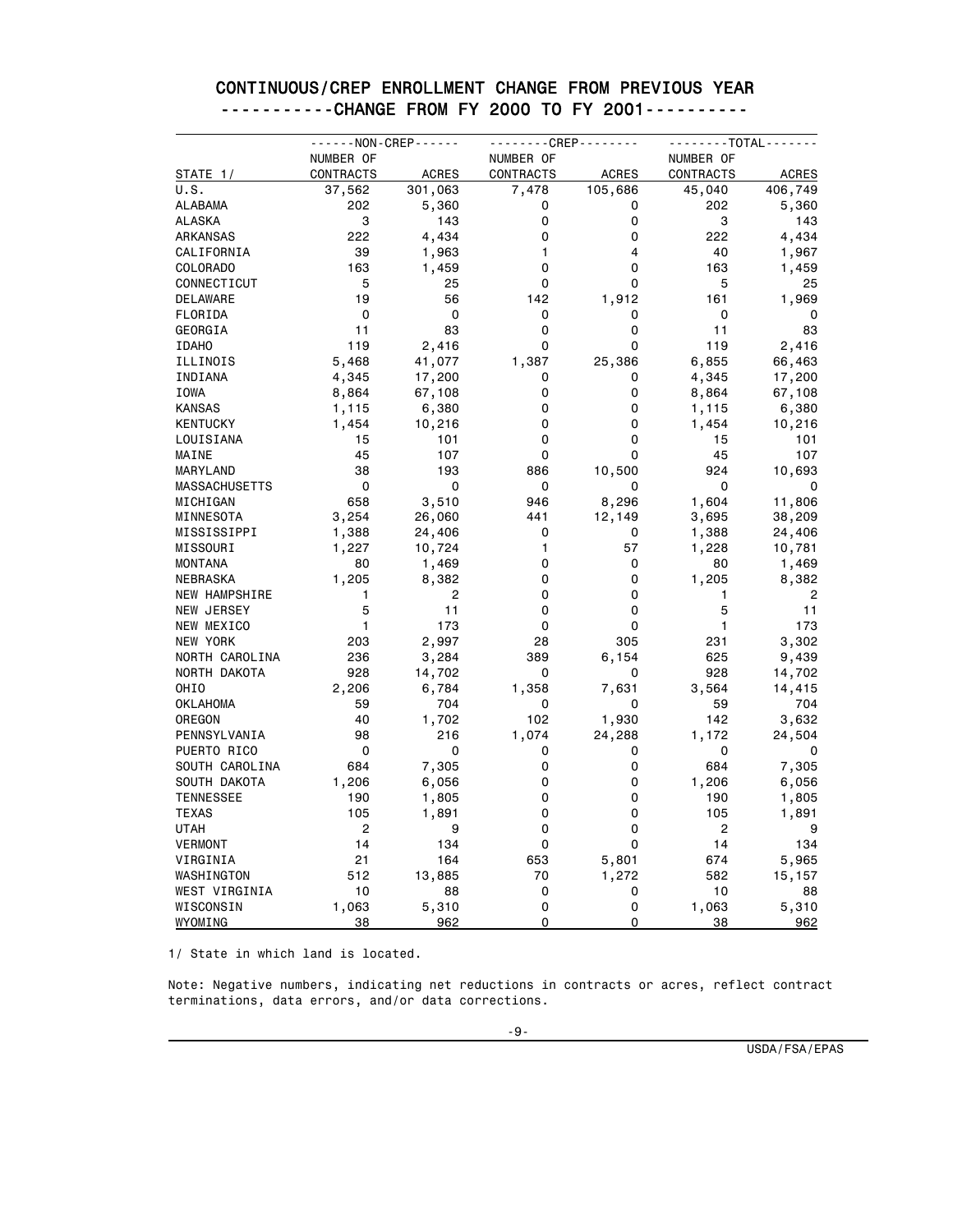# CONTINUOUS/CREP ENROLLMENT CHANGE FROM PREVIOUS YEAR

## -----------CHANGE FROM FY 2000 TO FY 2001----------

| | ------NON-CREP------ | | --------CREP-------- | | --------TOTAL------- | |
|---|---|---|---|---|---|---|
| STATE 1/ | NUMBER OF CONTRACTS | ACRES | NUMBER OF CONTRACTS | ACRES | NUMBER OF CONTRACTS | ACRES |
| U.S. | 37,562 | 301,063 | 7,478 | 105,686 | 45,040 | 406,749 |
| ALABAMA | 202 | 5,360 | 0 | 0 | 202 | 5,360 |
| ALASKA | 3 | 143 | 0 | 0 | 3 | 143 |
| ARKANSAS | 222 | 4,434 | 0 | 0 | 222 | 4,434 |
| CALIFORNIA | 39 | 1,963 | 1 | 4 | 40 | 1,967 |
| COLORADO | 163 | 1,459 | 0 | 0 | 163 | 1,459 |
| CONNECTICUT | 5 | 25 | 0 | 0 | 5 | 25 |
| DELAWARE | 19 | 56 | 142 | 1,912 | 161 | 1,969 |
| FLORIDA | 0 | 0 | 0 | 0 | 0 | 0 |
| GEORGIA | 11 | 83 | 0 | 0 | 11 | 83 |
| IDAHO | 119 | 2,416 | 0 | 0 | 119 | 2,416 |
| ILLINOIS | 5,468 | 41,077 | 1,387 | 25,386 | 6,855 | 66,463 |
| INDIANA | 4,345 | 17,200 | 0 | 0 | 4,345 | 17,200 |
| IOWA | 8,864 | 67,108 | 0 | 0 | 8,864 | 67,108 |
| KANSAS | 1,115 | 6,380 | 0 | 0 | 1,115 | 6,380 |
| KENTUCKY | 1,454 | 10,216 | 0 | 0 | 1,454 | 10,216 |
| LOUISIANA | 15 | 101 | 0 | 0 | 15 | 101 |
| MAINE | 45 | 107 | 0 | 0 | 45 | 107 |
| MARYLAND | 38 | 193 | 886 | 10,500 | 924 | 10,693 |
| MASSACHUSETTS | 0 | 0 | 0 | 0 | 0 | 0 |
| MICHIGAN | 658 | 3,510 | 946 | 8,296 | 1,604 | 11,806 |
| MINNESOTA | 3,254 | 26,060 | 441 | 12,149 | 3,695 | 38,209 |
| MISSISSIPPI | 1,388 | 24,406 | 0 | 0 | 1,388 | 24,406 |
| MISSOURI | 1,227 | 10,724 | 1 | 57 | 1,228 | 10,781 |
| MONTANA | 80 | 1,469 | 0 | 0 | 80 | 1,469 |
| NEBRASKA | 1,205 | 8,382 | 0 | 0 | 1,205 | 8,382 |
| NEW HAMPSHIRE | 1 | 2 | 0 | 0 | 1 | 2 |
| NEW JERSEY | 5 | 11 | 0 | 0 | 5 | 11 |
| NEW MEXICO | 1 | 173 | 0 | 0 | 1 | 173 |
| NEW YORK | 203 | 2,997 | 28 | 305 | 231 | 3,302 |
| NORTH CAROLINA | 236 | 3,284 | 389 | 6,154 | 625 | 9,439 |
| NORTH DAKOTA | 928 | 14,702 | 0 | 0 | 928 | 14,702 |
| OHIO | 2,206 | 6,784 | 1,358 | 7,631 | 3,564 | 14,415 |
| OKLAHOMA | 59 | 704 | 0 | 0 | 59 | 704 |
| OREGON | 40 | 1,702 | 102 | 1,930 | 142 | 3,632 |
| PENNSYLVANIA | 98 | 216 | 1,074 | 24,288 | 1,172 | 24,504 |
| PUERTO RICO | 0 | 0 | 0 | 0 | 0 | 0 |
| SOUTH CAROLINA | 684 | 7,305 | 0 | 0 | 684 | 7,305 |
| SOUTH DAKOTA | 1,206 | 6,056 | 0 | 0 | 1,206 | 6,056 |
| TENNESSEE | 190 | 1,805 | 0 | 0 | 190 | 1,805 |
| TEXAS | 105 | 1,891 | 0 | 0 | 105 | 1,891 |
| UTAH | 2 | 9 | 0 | 0 | 2 | 9 |
| VERMONT | 14 | 134 | 0 | 0 | 14 | 134 |
| VIRGINIA | 21 | 164 | 653 | 5,801 | 674 | 5,965 |
| WASHINGTON | 512 | 13,885 | 70 | 1,272 | 582 | 15,157 |
| WEST VIRGINIA | 10 | 88 | 0 | 0 | 10 | 88 |
| WISCONSIN | 1,063 | 5,310 | 0 | 0 | 1,063 | 5,310 |
| WYOMING | 38 | 962 | 0 | 0 | 38 | 962 |

1/ State in which land is located.

Note: Negative numbers, indicating net reductions in contracts or acres, reflect contract terminations, data errors, and/or data corrections.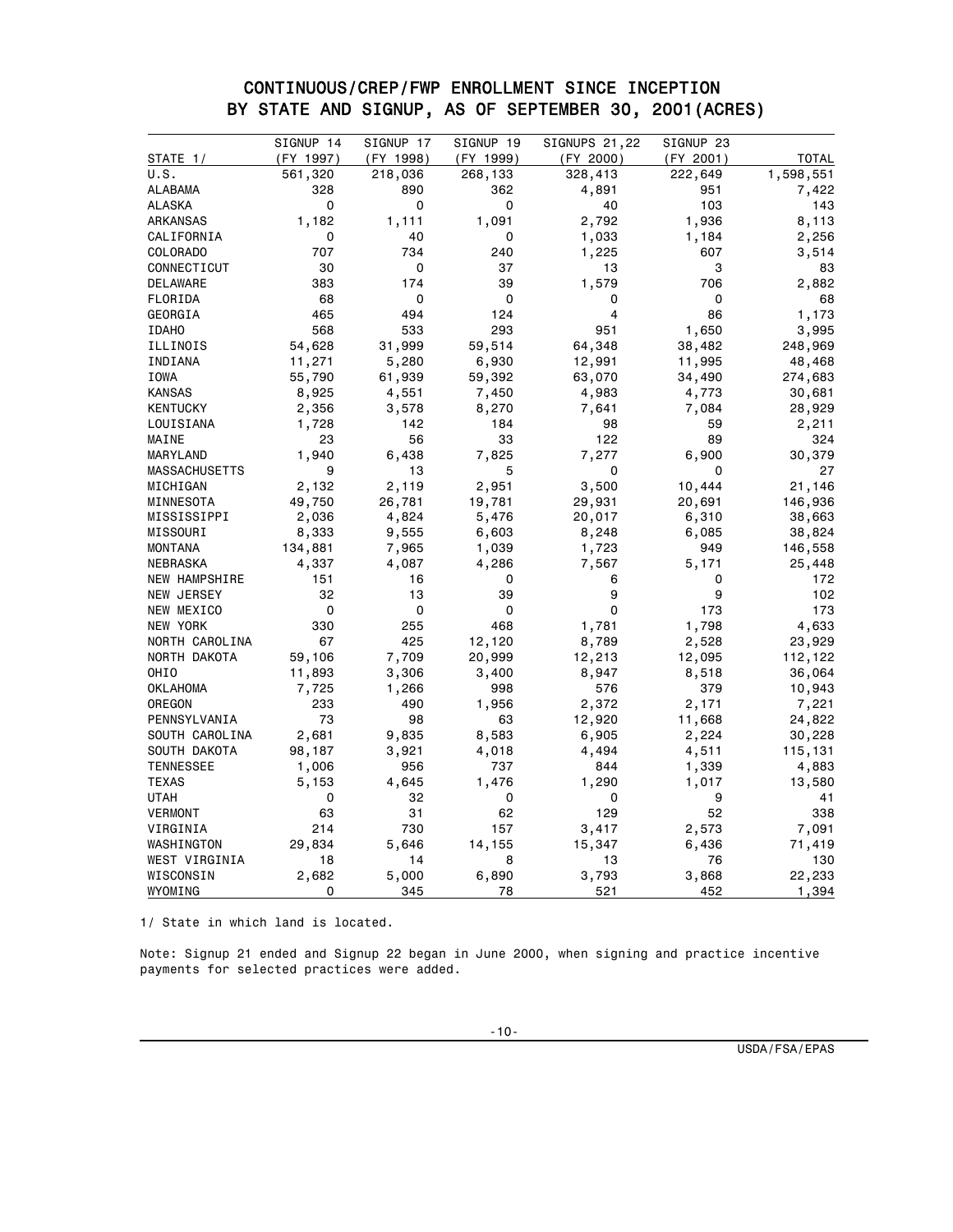# CONTINUOUS/CREP/FWP ENROLLMENT SINCE INCEPTION BY STATE AND SIGNUP, AS OF SEPTEMBER 30, 2001(ACRES)

| STATE 1/ | SIGNUP 14 (FY 1997) | SIGNUP 17 (FY 1998) | SIGNUP 19 (FY 1999) | SIGNUPS 21,22 (FY 2000) | SIGNUP 23 (FY 2001) | TOTAL |
|---|---|---|---|---|---|---|
| U.S. | 561,320 | 218,036 | 268,133 | 328,413 | 222,649 | 1,598,551 |
| ALABAMA | 328 | 890 | 362 | 4,891 | 951 | 7,422 |
| ALASKA | 0 | 0 | 0 | 40 | 103 | 143 |
| ARKANSAS | 1,182 | 1,111 | 1,091 | 2,792 | 1,936 | 8,113 |
| CALIFORNIA | 0 | 40 | 0 | 1,033 | 1,184 | 2,256 |
| COLORADO | 707 | 734 | 240 | 1,225 | 607 | 3,514 |
| CONNECTICUT | 30 | 0 | 37 | 13 | 3 | 83 |
| DELAWARE | 383 | 174 | 39 | 1,579 | 706 | 2,882 |
| FLORIDA | 68 | 0 | 0 | 0 | 0 | 68 |
| GEORGIA | 465 | 494 | 124 | 4 | 86 | 1,173 |
| IDAHO | 568 | 533 | 293 | 951 | 1,650 | 3,995 |
| ILLINOIS | 54,628 | 31,999 | 59,514 | 64,348 | 38,482 | 248,969 |
| INDIANA | 11,271 | 5,280 | 6,930 | 12,991 | 11,995 | 48,468 |
| IOWA | 55,790 | 61,939 | 59,392 | 63,070 | 34,490 | 274,683 |
| KANSAS | 8,925 | 4,551 | 7,450 | 4,983 | 4,773 | 30,681 |
| KENTUCKY | 2,356 | 3,578 | 8,270 | 7,641 | 7,084 | 28,929 |
| LOUISIANA | 1,728 | 142 | 184 | 98 | 59 | 2,211 |
| MAINE | 23 | 56 | 33 | 122 | 89 | 324 |
| MARYLAND | 1,940 | 6,438 | 7,825 | 7,277 | 6,900 | 30,379 |
| MASSACHUSETTS | 9 | 13 | 5 | 0 | 0 | 27 |
| MICHIGAN | 2,132 | 2,119 | 2,951 | 3,500 | 10,444 | 21,146 |
| MINNESOTA | 49,750 | 26,781 | 19,781 | 29,931 | 20,691 | 146,936 |
| MISSISSIPPI | 2,036 | 4,824 | 5,476 | 20,017 | 6,310 | 38,663 |
| MISSOURI | 8,333 | 9,555 | 6,603 | 8,248 | 6,085 | 38,824 |
| MONTANA | 134,881 | 7,965 | 1,039 | 1,723 | 949 | 146,558 |
| NEBRASKA | 4,337 | 4,087 | 4,286 | 7,567 | 5,171 | 25,448 |
| NEW HAMPSHIRE | 151 | 16 | 0 | 6 | 0 | 172 |
| NEW JERSEY | 32 | 13 | 39 | 9 | 9 | 102 |
| NEW MEXICO | 0 | 0 | 0 | 0 | 173 | 173 |
| NEW YORK | 330 | 255 | 468 | 1,781 | 1,798 | 4,633 |
| NORTH CAROLINA | 67 | 425 | 12,120 | 8,789 | 2,528 | 23,929 |
| NORTH DAKOTA | 59,106 | 7,709 | 20,999 | 12,213 | 12,095 | 112,122 |
| OHIO | 11,893 | 3,306 | 3,400 | 8,947 | 8,518 | 36,064 |
| OKLAHOMA | 7,725 | 1,266 | 998 | 576 | 379 | 10,943 |
| OREGON | 233 | 490 | 1,956 | 2,372 | 2,171 | 7,221 |
| PENNSYLVANIA | 73 | 98 | 63 | 12,920 | 11,668 | 24,822 |
| SOUTH CAROLINA | 2,681 | 9,835 | 8,583 | 6,905 | 2,224 | 30,228 |
| SOUTH DAKOTA | 98,187 | 3,921 | 4,018 | 4,494 | 4,511 | 115,131 |
| TENNESSEE | 1,006 | 956 | 737 | 844 | 1,339 | 4,883 |
| TEXAS | 5,153 | 4,645 | 1,476 | 1,290 | 1,017 | 13,580 |
| UTAH | 0 | 32 | 0 | 0 | 9 | 41 |
| VERMONT | 63 | 31 | 62 | 129 | 52 | 338 |
| VIRGINIA | 214 | 730 | 157 | 3,417 | 2,573 | 7,091 |
| WASHINGTON | 29,834 | 5,646 | 14,155 | 15,347 | 6,436 | 71,419 |
| WEST VIRGINIA | 18 | 14 | 8 | 13 | 76 | 130 |
| WISCONSIN | 2,682 | 5,000 | 6,890 | 3,793 | 3,868 | 22,233 |
| WYOMING | 0 | 345 | 78 | 521 | 452 | 1,394 |

1/ State in which land is located.

Note: Signup 21 ended and Signup 22 began in June 2000, when signing and practice incentive payments for selected practices were added.

USDA/FSA/EPAS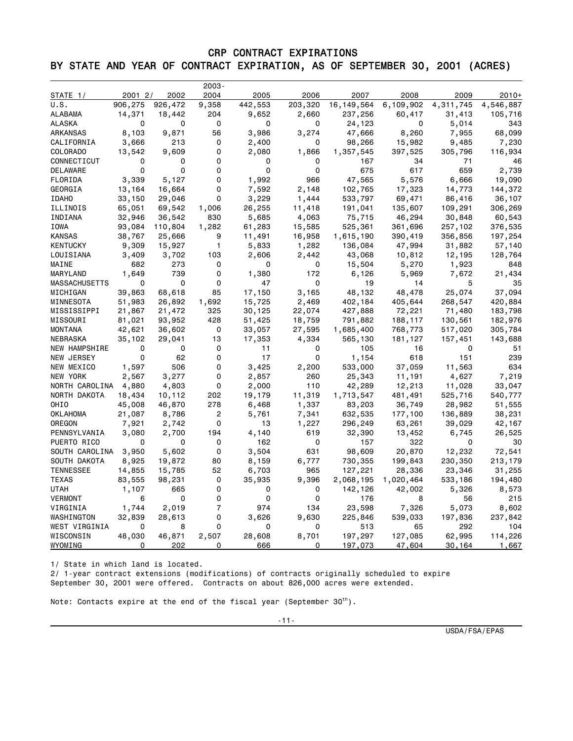# CRP CONTRACT EXPIRATIONS

## BY STATE AND YEAR OF CONTRACT EXPIRATION, AS OF SEPTEMBER 30, 2001 (ACRES)

| STATE 1/ | 2001 2/ | 2002 | 2003-2004 | 2005 | 2006 | 2007 | 2008 | 2009 | 2010+ |
|---|---|---|---|---|---|---|---|---|---|
| U.S. | 906,275 | 926,472 | 9,358 | 442,553 | 203,320 | 16,149,564 | 6,109,902 | 4,311,745 | 4,546,887 |
| ALABAMA | 14,371 | 18,442 | 204 | 9,652 | 2,660 | 237,256 | 60,417 | 31,413 | 105,716 |
| ALASKA | 0 | 0 | 0 | 0 | 0 | 24,123 | 0 | 5,014 | 343 |
| ARKANSAS | 8,103 | 9,871 | 56 | 3,986 | 3,274 | 47,666 | 8,260 | 7,955 | 68,099 |
| CALIFORNIA | 3,666 | 213 | 0 | 2,400 | 0 | 98,266 | 15,982 | 9,485 | 7,230 |
| COLORADO | 13,542 | 9,609 | 0 | 2,080 | 1,866 | 1,357,545 | 397,525 | 305,796 | 116,934 |
| CONNECTICUT | 0 | 0 | 0 | 0 | 0 | 167 | 34 | 71 | 46 |
| DELAWARE | 0 | 0 | 0 | 0 | 0 | 675 | 617 | 659 | 2,739 |
| FLORIDA | 3,339 | 5,127 | 0 | 1,992 | 966 | 47,565 | 5,576 | 6,666 | 19,090 |
| GEORGIA | 13,164 | 16,664 | 0 | 7,592 | 2,148 | 102,765 | 17,323 | 14,773 | 144,372 |
| IDAHO | 33,150 | 29,046 | 0 | 3,229 | 1,444 | 533,797 | 69,471 | 86,416 | 36,107 |
| ILLINOIS | 65,051 | 69,542 | 1,006 | 26,255 | 11,418 | 191,041 | 135,607 | 109,291 | 306,269 |
| INDIANA | 32,946 | 36,542 | 830 | 5,685 | 4,063 | 75,715 | 46,294 | 30,848 | 60,543 |
| IOWA | 93,084 | 110,804 | 1,282 | 61,283 | 15,585 | 525,361 | 361,696 | 257,102 | 376,535 |
| KANSAS | 38,767 | 25,666 | 9 | 11,491 | 16,958 | 1,615,190 | 390,419 | 356,856 | 197,254 |
| KENTUCKY | 9,309 | 15,927 | 1 | 5,833 | 1,282 | 136,084 | 47,994 | 31,882 | 57,140 |
| LOUISIANA | 3,409 | 3,702 | 103 | 2,606 | 2,442 | 43,068 | 10,812 | 12,195 | 128,764 |
| MAINE | 682 | 273 | 0 | 0 | 0 | 15,504 | 5,270 | 1,923 | 848 |
| MARYLAND | 1,649 | 739 | 0 | 1,380 | 172 | 6,126 | 5,969 | 7,672 | 21,434 |
| MASSACHUSETTS | 0 | 0 | 0 | 47 | 0 | 19 | 14 | 5 | 35 |
| MICHIGAN | 39,863 | 68,618 | 85 | 17,150 | 3,165 | 48,132 | 48,478 | 25,074 | 37,094 |
| MINNESOTA | 51,983 | 26,892 | 1,692 | 15,725 | 2,469 | 402,184 | 405,644 | 268,547 | 420,884 |
| MISSISSIPPI | 21,867 | 21,472 | 325 | 30,125 | 22,074 | 427,888 | 72,221 | 71,480 | 183,798 |
| MISSOURI | 81,021 | 93,952 | 428 | 51,425 | 18,759 | 791,882 | 188,117 | 130,561 | 182,976 |
| MONTANA | 42,621 | 36,602 | 0 | 33,057 | 27,595 | 1,685,400 | 768,773 | 517,020 | 305,784 |
| NEBRASKA | 35,102 | 29,041 | 13 | 17,353 | 4,334 | 565,130 | 181,127 | 157,451 | 143,688 |
| NEW HAMPSHIRE | 0 | 0 | 0 | 11 | 0 | 105 | 16 | 0 | 51 |
| NEW JERSEY | 0 | 62 | 0 | 17 | 0 | 1,154 | 618 | 151 | 239 |
| NEW MEXICO | 1,597 | 506 | 0 | 3,425 | 2,200 | 533,000 | 37,059 | 11,563 | 634 |
| NEW YORK | 2,567 | 3,277 | 0 | 2,857 | 260 | 25,343 | 11,191 | 4,627 | 7,219 |
| NORTH CAROLINA | 4,880 | 4,803 | 0 | 2,000 | 110 | 42,289 | 12,213 | 11,028 | 33,047 |
| NORTH DAKOTA | 18,434 | 10,112 | 202 | 19,179 | 11,319 | 1,713,547 | 481,491 | 525,716 | 540,777 |
| OHIO | 45,008 | 46,870 | 278 | 6,468 | 1,337 | 83,203 | 36,749 | 28,982 | 51,555 |
| OKLAHOMA | 21,087 | 8,786 | 2 | 5,761 | 7,341 | 632,535 | 177,100 | 136,889 | 38,231 |
| OREGON | 7,921 | 2,742 | 0 | 13 | 1,227 | 296,249 | 63,261 | 39,029 | 42,167 |
| PENNSYLVANIA | 3,080 | 2,700 | 194 | 4,140 | 619 | 32,390 | 13,452 | 6,745 | 26,525 |
| PUERTO RICO | 0 | 0 | 0 | 162 | 0 | 157 | 322 | 0 | 30 |
| SOUTH CAROLINA | 3,950 | 5,602 | 0 | 3,504 | 631 | 98,609 | 20,870 | 12,232 | 72,541 |
| SOUTH DAKOTA | 8,925 | 19,872 | 80 | 8,159 | 6,777 | 730,355 | 199,843 | 230,350 | 213,179 |
| TENNESSEE | 14,855 | 15,785 | 52 | 6,703 | 965 | 127,221 | 28,336 | 23,346 | 31,255 |
| TEXAS | 83,555 | 98,231 | 0 | 35,935 | 9,396 | 2,068,195 | 1,020,464 | 533,186 | 194,480 |
| UTAH | 1,107 | 665 | 0 | 0 | 0 | 142,126 | 42,002 | 5,326 | 8,573 |
| VERMONT | 6 | 0 | 0 | 0 | 0 | 176 | 8 | 56 | 215 |
| VIRGINIA | 1,744 | 2,019 | 7 | 974 | 134 | 23,598 | 7,326 | 5,073 | 8,602 |
| WASHINGTON | 32,839 | 28,613 | 0 | 3,626 | 9,630 | 225,846 | 539,033 | 197,836 | 237,842 |
| WEST VIRGINIA | 0 | 8 | 0 | 0 | 0 | 513 | 65 | 292 | 104 |
| WISCONSIN | 48,030 | 46,871 | 2,507 | 28,608 | 8,701 | 197,297 | 127,085 | 62,995 | 114,226 |
| WYOMING | 0 | 202 | 0 | 666 | 0 | 197,073 | 47,604 | 30,164 | 1,667 |

1/ State in which land is located.
2/ 1-year contract extensions (modifications) of contracts originally scheduled to expire September 30, 2001 were offered. Contracts on about 826,000 acres were extended.

Note: Contacts expire at the end of the fiscal year (September 30th).

USDA/FSA/EPAS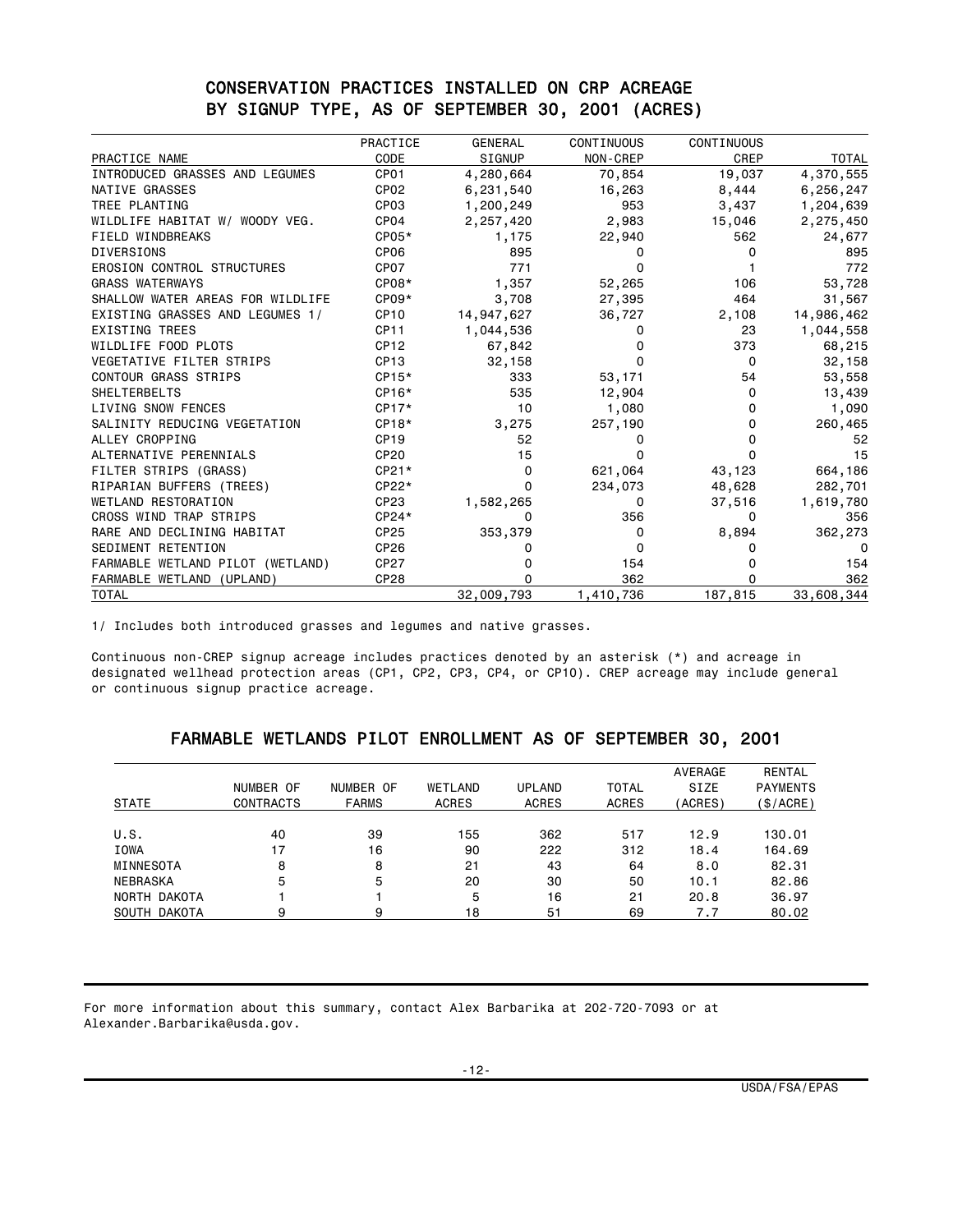## CONSERVATION PRACTICES INSTALLED ON CRP ACREAGE BY SIGNUP TYPE, AS OF SEPTEMBER 30, 2001 (ACRES)

| PRACTICE NAME | PRACTICE CODE | GENERAL SIGNUP | CONTINUOUS NON-CREP | CONTINUOUS CREP | TOTAL |
|---|---|---|---|---|---|
| INTRODUCED GRASSES AND LEGUMES | CP01 | 4,280,664 | 70,854 | 19,037 | 4,370,555 |
| NATIVE GRASSES | CP02 | 6,231,540 | 16,263 | 8,444 | 6,256,247 |
| TREE PLANTING | CP03 | 1,200,249 | 953 | 3,437 | 1,204,639 |
| WILDLIFE HABITAT W/ WOODY VEG. | CP04 | 2,257,420 | 2,983 | 15,046 | 2,275,450 |
| FIELD WINDBREAKS | CP05* | 1,175 | 22,940 | 562 | 24,677 |
| DIVERSIONS | CP06 | 895 | 0 | 0 | 895 |
| EROSION CONTROL STRUCTURES | CP07 | 771 | 0 | 1 | 772 |
| GRASS WATERWAYS | CP08* | 1,357 | 52,265 | 106 | 53,728 |
| SHALLOW WATER AREAS FOR WILDLIFE | CP09* | 3,708 | 27,395 | 464 | 31,567 |
| EXISTING GRASSES AND LEGUMES 1/ | CP10 | 14,947,627 | 36,727 | 2,108 | 14,986,462 |
| EXISTING TREES | CP11 | 1,044,536 | 0 | 23 | 1,044,558 |
| WILDLIFE FOOD PLOTS | CP12 | 67,842 | 0 | 373 | 68,215 |
| VEGETATIVE FILTER STRIPS | CP13 | 32,158 | 0 | 0 | 32,158 |
| CONTOUR GRASS STRIPS | CP15* | 333 | 53,171 | 54 | 53,558 |
| SHELTERBELTS | CP16* | 535 | 12,904 | 0 | 13,439 |
| LIVING SNOW FENCES | CP17* | 10 | 1,080 | 0 | 1,090 |
| SALINITY REDUCING VEGETATION | CP18* | 3,275 | 257,190 | 0 | 260,465 |
| ALLEY CROPPING | CP19 | 52 | 0 | 0 | 52 |
| ALTERNATIVE PERENNIALS | CP20 | 15 | 0 | 0 | 15 |
| FILTER STRIPS (GRASS) | CP21* | 0 | 621,064 | 43,123 | 664,186 |
| RIPARIAN BUFFERS (TREES) | CP22* | 0 | 234,073 | 48,628 | 282,701 |
| WETLAND RESTORATION | CP23 | 1,582,265 | 0 | 37,516 | 1,619,780 |
| CROSS WIND TRAP STRIPS | CP24* | 0 | 356 | 0 | 356 |
| RARE AND DECLINING HABITAT | CP25 | 353,379 | 0 | 8,894 | 362,273 |
| SEDIMENT RETENTION | CP26 | 0 | 0 | 0 | 0 |
| FARMABLE WETLAND PILOT (WETLAND) | CP27 | 0 | 154 | 0 | 154 |
| FARMABLE WETLAND (UPLAND) | CP28 | 0 | 362 | 0 | 362 |
| TOTAL | | 32,009,793 | 1,410,736 | 187,815 | 33,608,344 |

1/ Includes both introduced grasses and legumes and native grasses.

Continuous non-CREP signup acreage includes practices denoted by an asterisk (*) and acreage in designated wellhead protection areas (CP1, CP2, CP3, CP4, or CP10). CREP acreage may include general or continuous signup practice acreage.

## FARMABLE WETLANDS PILOT ENROLLMENT AS OF SEPTEMBER 30, 2001

| STATE | NUMBER OF CONTRACTS | NUMBER OF FARMS | WETLAND ACRES | UPLAND ACRES | TOTAL ACRES | AVERAGE SIZE (ACRES) | RENTAL PAYMENTS ($/ACRE) |
|---|---|---|---|---|---|---|---|
| U.S. | 40 | 39 | 155 | 362 | 517 | 12.9 | 130.01 |
| IOWA | 17 | 16 | 90 | 222 | 312 | 18.4 | 164.69 |
| MINNESOTA | 8 | 8 | 21 | 43 | 64 | 8.0 | 82.31 |
| NEBRASKA | 5 | 5 | 20 | 30 | 50 | 10.1 | 82.86 |
| NORTH DAKOTA | 1 | 1 | 5 | 16 | 21 | 20.8 | 36.97 |
| SOUTH DAKOTA | 9 | 9 | 18 | 51 | 69 | 7.7 | 80.02 |

For more information about this summary, contact Alex Barbarika at 202-720-7093 or at Alexander.Barbarika@usda.gov.

USDA/FSA/EPAS